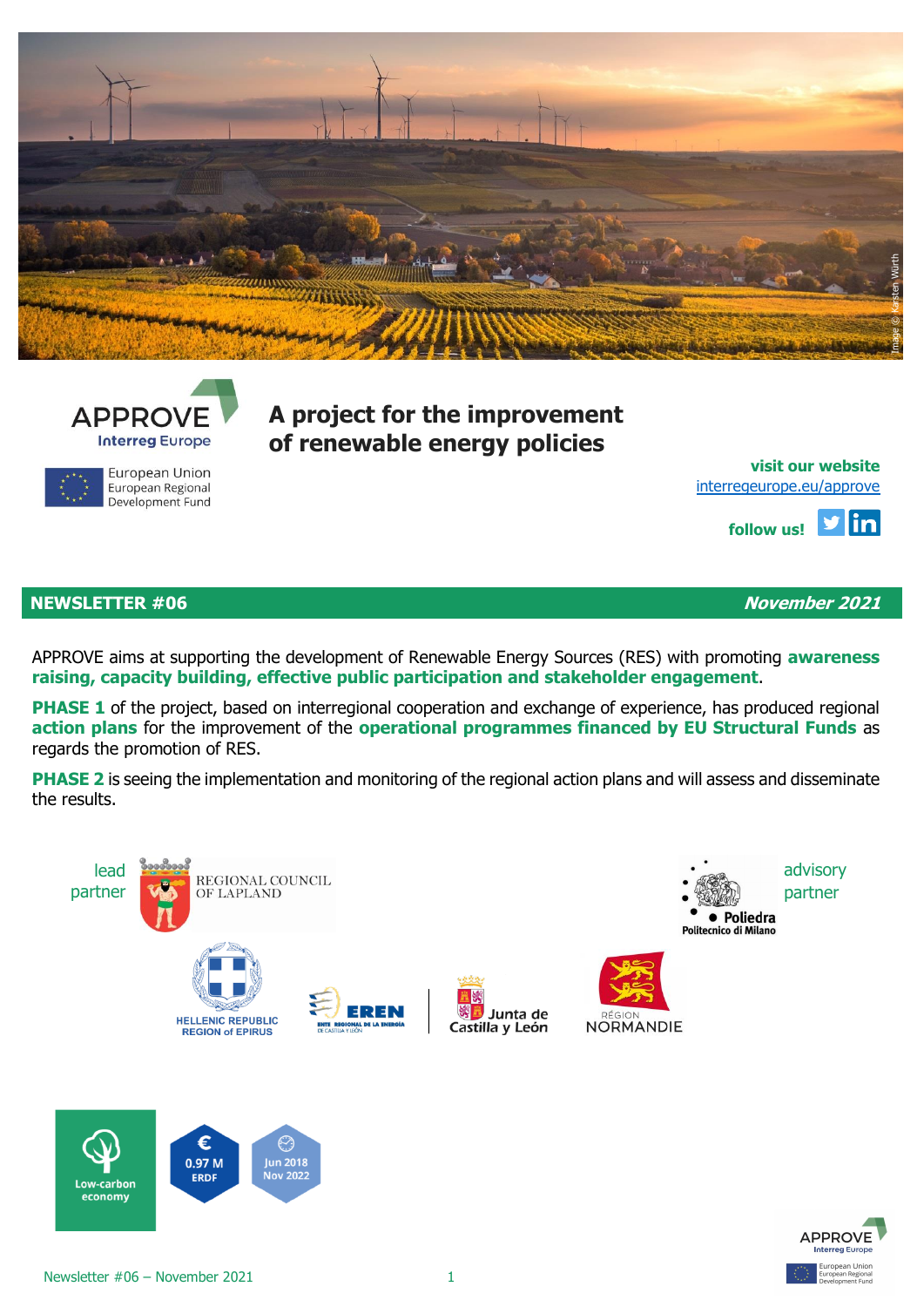# APPROVE

Interreg Europe

European Union
European Regional
Development Fund

## A project for the improvement of renewable energy policies

**visit our website**
interregeurope.eu/approve

**follow us!**

## NEWSLETTER #06 — *November 2021*

APPROVE aims at supporting the development of Renewable Energy Sources (RES) with promoting **awareness raising, capacity building, effective public participation and stakeholder engagement**.

**PHASE 1** of the project, based on interregional cooperation and exchange of experience, has produced regional **action plans** for the improvement of the **operational programmes financed by EU Structural Funds** as regards the promotion of RES.

**PHASE 2** is seeing the implementation and monitoring of the regional action plans and will assess and disseminate the results.

lead partner: REGIONAL COUNCIL OF LAPLAND

advisory partner: Poliedra Politecnico di Milano

HELLENIC REPUBLIC REGION of EPIRUS

EREN Ente Regional de la Energía de Castilla y León | Junta de Castilla y León

RÉGION NORMANDIE

Low-carbon economy

0.97 M ERDF

Jun 2018 Nov 2022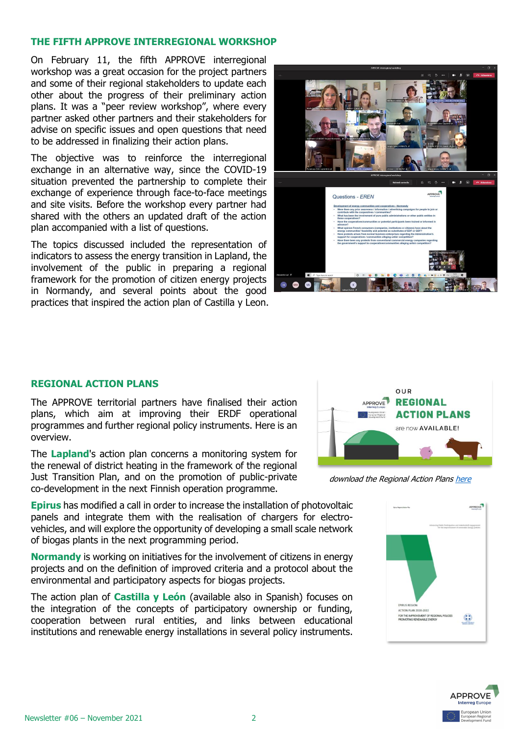## THE FIFTH APPROVE INTERREGIONAL WORKSHOP

On February 11, the fifth APPROVE interregional workshop was a great occasion for the project partners and some of their regional stakeholders to update each other about the progress of their preliminary action plans. It was a "peer review workshop", where every partner asked other partners and their stakeholders for advise on specific issues and open questions that need to be addressed in finalizing their action plans.

The objective was to reinforce the interregional exchange in an alternative way, since the COVID-19 situation prevented the partnership to complete their exchange of experience through face-to-face meetings and site visits. Before the workshop every partner had shared with the others an updated draft of the action plan accompanied with a list of questions.

The topics discussed included the representation of indicators to assess the energy transition in Lapland, the involvement of the public in preparing a regional framework for the promotion of citizen energy projects in Normandy, and several points about the good practices that inspired the action plan of Castilla y Leon.

## REGIONAL ACTION PLANS

The APPROVE territorial partners have finalised their action plans, which aim at improving their ERDF operational programmes and further regional policy instruments. Here is an overview.

The **Lapland**'s action plan concerns a monitoring system for the renewal of district heating in the framework of the regional Just Transition Plan, and on the promotion of public-private co-development in the next Finnish operation programme.

*download the Regional Action Plans [here]()*

**Epirus** has modified a call in order to increase the installation of photovoltaic panels and integrate them with the realisation of chargers for electro-vehicles, and will explore the opportunity of developing a small scale network of biogas plants in the next programming period.

**Normandy** is working on initiatives for the involvement of citizens in energy projects and on the definition of improved criteria and a protocol about the environmental and participatory aspects for biogas projects.

The action plan of **Castilla y León** (available also in Spanish) focuses on the integration of the concepts of participatory ownership or funding, cooperation between rural entities, and links between educational institutions and renewable energy installations in several policy instruments.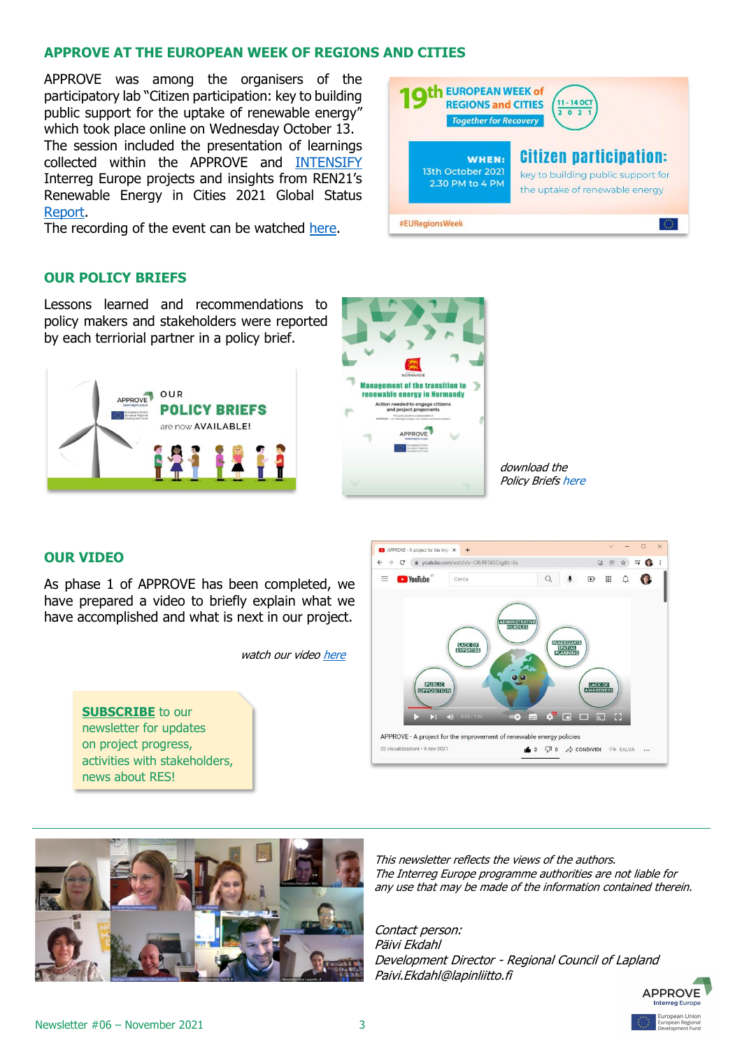## APPROVE AT THE EUROPEAN WEEK OF REGIONS AND CITIES

APPROVE was among the organisers of the participatory lab "Citizen participation: key to building public support for the uptake of renewable energy" which took place online on Wednesday October 13. The session included the presentation of learnings collected within the APPROVE and INTENSIFY Interreg Europe projects and insights from REN21's Renewable Energy in Cities 2021 Global Status Report.

The recording of the event can be watched here.

## OUR POLICY BRIEFS

Lessons learned and recommendations to policy makers and stakeholders were reported by each terrirorial partner in a policy brief.

*download the Policy Briefs here*

## OUR VIDEO

As phase 1 of APPROVE has been completed, we have prepared a video to briefly explain what we have accomplished and what is next in our project.

*watch our video here*

**SUBSCRIBE** to our newsletter for updates on project progress, activities with stakeholders, news about RES!

---

*This newsletter reflects the views of the authors. The Interreg Europe programme authorities are not liable for any use that may be made of the information contained therein.*

*Contact person:*
*Päivi Ekdahl*
*Development Director - Regional Council of Lapland*
*Paivi.Ekdahl@lapinliitto.fi*

Newsletter #06 – November 2021